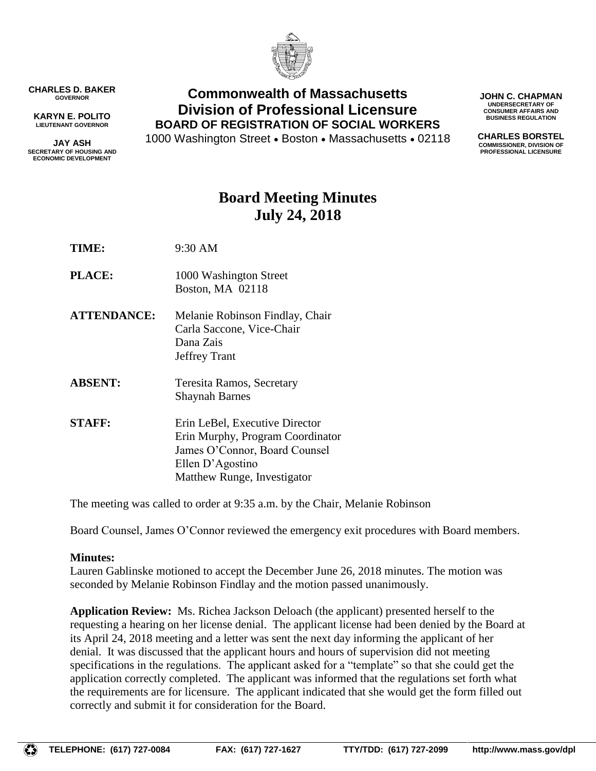**CHARLES D. BAKER**
GOVERNOR

**KARYN E. POLITO**
LIEUTENANT GOVERNOR

**JAY ASH**
SECRETARY OF HOUSING AND ECONOMIC DEVELOPMENT

# Commonwealth of Massachusetts
# Division of Professional Licensure
## BOARD OF REGISTRATION OF SOCIAL WORKERS

1000 Washington Street • Boston • Massachusetts • 02118

**JOHN C. CHAPMAN**
UNDERSECRETARY OF CONSUMER AFFAIRS AND BUSINESS REGULATION

**CHARLES BORSTEL**
COMMISSIONER, DIVISION OF PROFESSIONAL LICENSURE

# Board Meeting Minutes
# July 24, 2018

**TIME:** 9:30 AM

**PLACE:** 1000 Washington Street
Boston, MA 02118

**ATTENDANCE:** Melanie Robinson Findlay, Chair
Carla Saccone, Vice-Chair
Dana Zais
Jeffrey Trant

**ABSENT:** Teresita Ramos, Secretary
Shaynah Barnes

**STAFF:** Erin LeBel, Executive Director
Erin Murphy, Program Coordinator
James O'Connor, Board Counsel
Ellen D'Agostino
Matthew Runge, Investigator

The meeting was called to order at 9:35 a.m. by the Chair, Melanie Robinson

Board Counsel, James O'Connor reviewed the emergency exit procedures with Board members.

**Minutes:**
Lauren Gablinske motioned to accept the December June 26, 2018 minutes. The motion was seconded by Melanie Robinson Findlay and the motion passed unanimously.

**Application Review:** Ms. Richea Jackson Deloach (the applicant) presented herself to the requesting a hearing on her license denial. The applicant license had been denied by the Board at its April 24, 2018 meeting and a letter was sent the next day informing the applicant of her denial. It was discussed that the applicant hours and hours of supervision did not meeting specifications in the regulations. The applicant asked for a "template" so that she could get the application correctly completed. The applicant was informed that the regulations set forth what the requirements are for licensure. The applicant indicated that she would get the form filled out correctly and submit it for consideration for the Board.

TELEPHONE: (617) 727-0084 FAX: (617) 727-1627 TTY/TDD: (617) 727-2099 http://www.mass.gov/dpl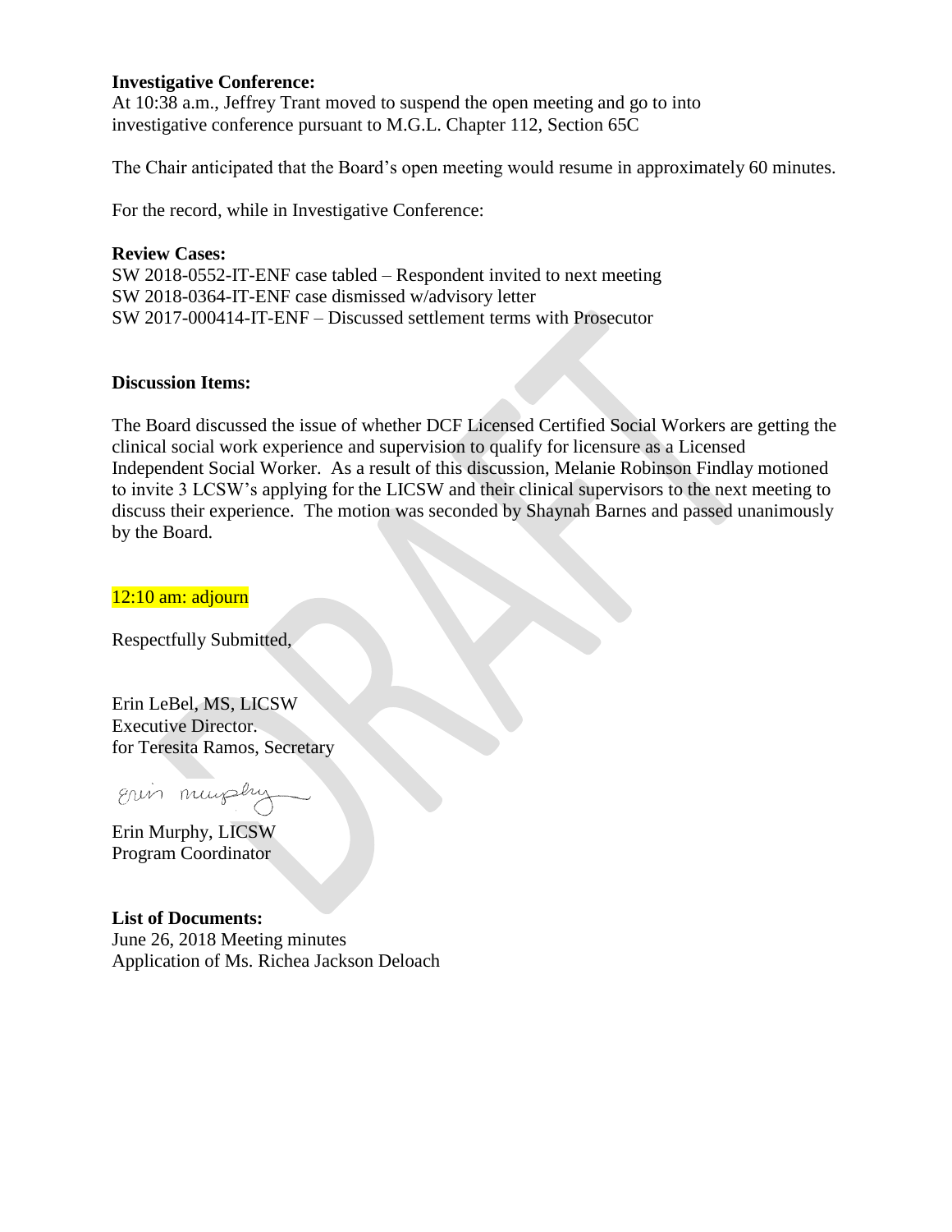**Investigative Conference:**
At 10:38 a.m., Jeffrey Trant moved to suspend the open meeting and go to into investigative conference pursuant to M.G.L. Chapter 112, Section 65C

The Chair anticipated that the Board's open meeting would resume in approximately 60 minutes.

For the record, while in Investigative Conference:

**Review Cases:**
SW 2018-0552-IT-ENF case tabled – Respondent invited to next meeting
SW 2018-0364-IT-ENF case dismissed w/advisory letter
SW 2017-000414-IT-ENF – Discussed settlement terms with Prosecutor

**Discussion Items:**

The Board discussed the issue of whether DCF Licensed Certified Social Workers are getting the clinical social work experience and supervision to qualify for licensure as a Licensed Independent Social Worker. As a result of this discussion, Melanie Robinson Findlay motioned to invite 3 LCSW's applying for the LICSW and their clinical supervisors to the next meeting to discuss their experience. The motion was seconded by Shaynah Barnes and passed unanimously by the Board.

12:10 am: adjourn

Respectfully Submitted,

Erin LeBel, MS, LICSW
Executive Director.
for Teresita Ramos, Secretary

Erin Murphy

Erin Murphy, LICSW
Program Coordinator

**List of Documents:**
June 26, 2018 Meeting minutes
Application of Ms. Richea Jackson Deloach